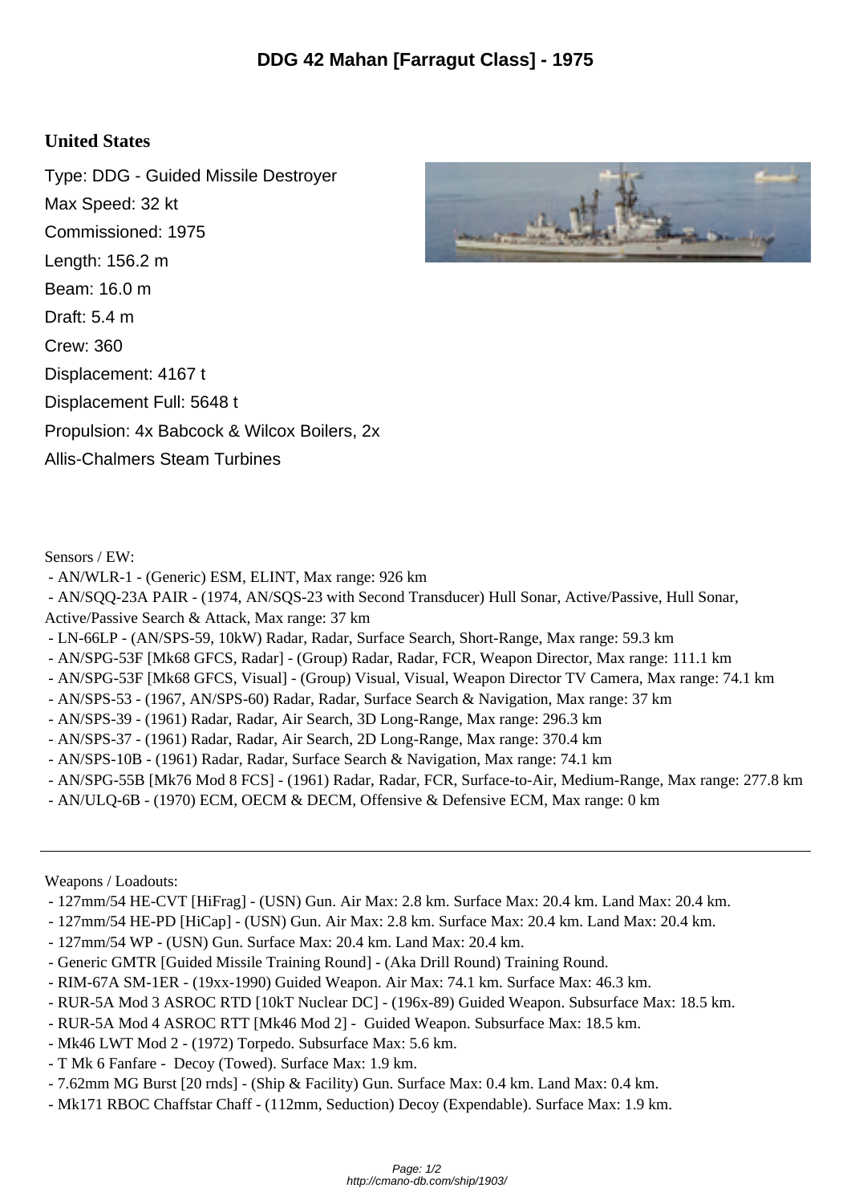# DDG 42 Mahan [Farragut Class] - 1975

## United States

Type: DDG - Guided Missile Destroyer
Max Speed: 32 kt
Commissioned: 1975
Length: 156.2 m
Beam: 16.0 m
Draft: 5.4 m
Crew: 360
Displacement: 4167 t
Displacement Full: 5648 t
Propulsion: 4x Babcock & Wilcox Boilers, 2x Allis-Chalmers Steam Turbines

Sensors / EW:

- AN/WLR-1 - (Generic) ESM, ELINT, Max range: 926 km
- AN/SQQ-23A PAIR - (1974, AN/SQS-23 with Second Transducer) Hull Sonar, Active/Passive, Hull Sonar, Active/Passive Search & Attack, Max range: 37 km
- LN-66LP - (AN/SPS-59, 10kW) Radar, Radar, Surface Search, Short-Range, Max range: 59.3 km
- AN/SPG-53F [Mk68 GFCS, Radar] - (Group) Radar, Radar, FCR, Weapon Director, Max range: 111.1 km
- AN/SPG-53F [Mk68 GFCS, Visual] - (Group) Visual, Visual, Weapon Director TV Camera, Max range: 74.1 km
- AN/SPS-53 - (1967, AN/SPS-60) Radar, Radar, Surface Search & Navigation, Max range: 37 km
- AN/SPS-39 - (1961) Radar, Radar, Air Search, 3D Long-Range, Max range: 296.3 km
- AN/SPS-37 - (1961) Radar, Radar, Air Search, 2D Long-Range, Max range: 370.4 km
- AN/SPS-10B - (1961) Radar, Radar, Surface Search & Navigation, Max range: 74.1 km
- AN/SPG-55B [Mk76 Mod 8 FCS] - (1961) Radar, Radar, FCR, Surface-to-Air, Medium-Range, Max range: 277.8 km
- AN/ULQ-6B - (1970) ECM, OECM & DECM, Offensive & Defensive ECM, Max range: 0 km

---

Weapons / Loadouts:

- 127mm/54 HE-CVT [HiFrag] - (USN) Gun. Air Max: 2.8 km. Surface Max: 20.4 km. Land Max: 20.4 km.
- 127mm/54 HE-PD [HiCap] - (USN) Gun. Air Max: 2.8 km. Surface Max: 20.4 km. Land Max: 20.4 km.
- 127mm/54 WP - (USN) Gun. Surface Max: 20.4 km. Land Max: 20.4 km.
- Generic GMTR [Guided Missile Training Round] - (Aka Drill Round) Training Round.
- RIM-67A SM-1ER - (19xx-1990) Guided Weapon. Air Max: 74.1 km. Surface Max: 46.3 km.
- RUR-5A Mod 3 ASROC RTD [10kT Nuclear DC] - (196x-89) Guided Weapon. Subsurface Max: 18.5 km.
- RUR-5A Mod 4 ASROC RTT [Mk46 Mod 2] - Guided Weapon. Subsurface Max: 18.5 km.
- Mk46 LWT Mod 2 - (1972) Torpedo. Subsurface Max: 5.6 km.
- T Mk 6 Fanfare - Decoy (Towed). Surface Max: 1.9 km.
- 7.62mm MG Burst [20 rnds] - (Ship & Facility) Gun. Surface Max: 0.4 km. Land Max: 0.4 km.
- Mk171 RBOC Chaffstar Chaff - (112mm, Seduction) Decoy (Expendable). Surface Max: 1.9 km.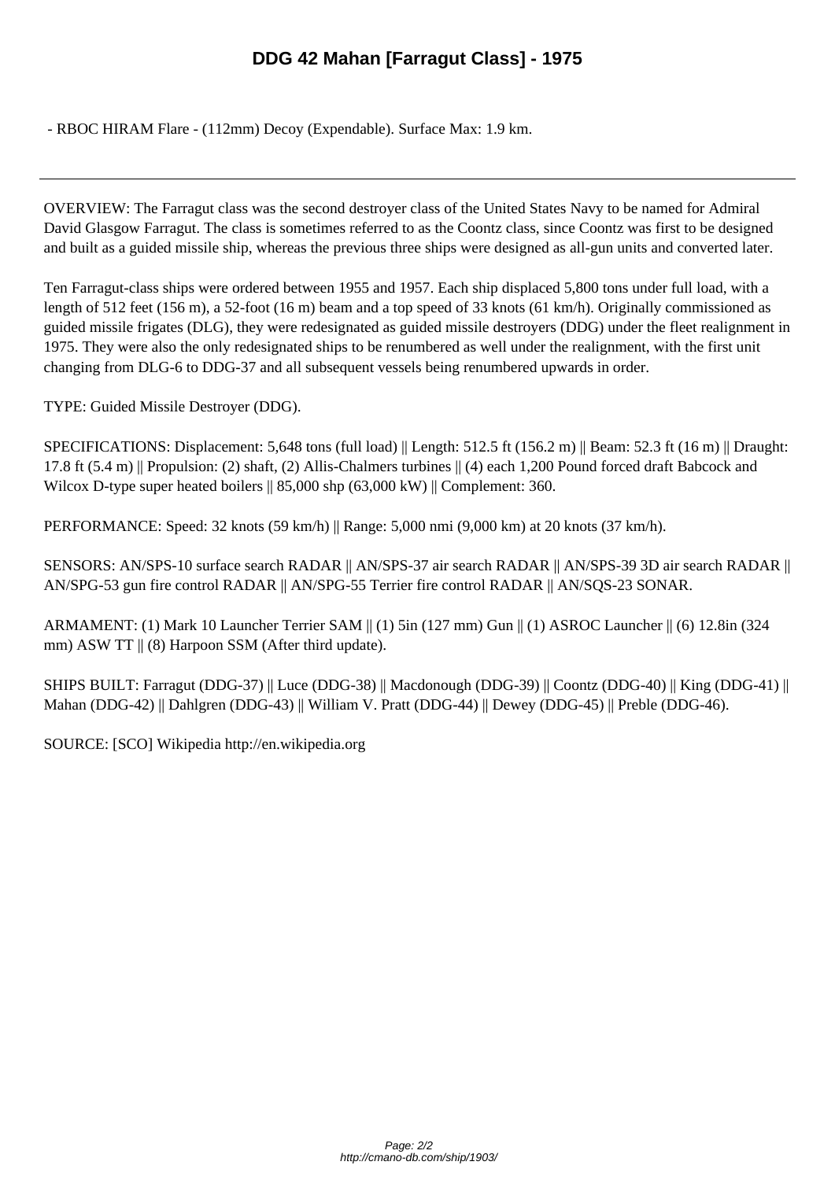- RBOC HIRAM Flare - (112mm) Decoy (Expendable). Surface Max: 1.9 km.

---

OVERVIEW: The Farragut class was the second destroyer class of the United States Navy to be named for Admiral David Glasgow Farragut. The class is sometimes referred to as the Coontz class, since Coontz was first to be designed and built as a guided missile ship, whereas the previous three ships were designed as all-gun units and converted later.

Ten Farragut-class ships were ordered between 1955 and 1957. Each ship displaced 5,800 tons under full load, with a length of 512 feet (156 m), a 52-foot (16 m) beam and a top speed of 33 knots (61 km/h). Originally commissioned as guided missile frigates (DLG), they were redesignated as guided missile destroyers (DDG) under the fleet realignment in 1975. They were also the only redesignated ships to be renumbered as well under the realignment, with the first unit changing from DLG-6 to DDG-37 and all subsequent vessels being renumbered upwards in order.

TYPE: Guided Missile Destroyer (DDG).

SPECIFICATIONS: Displacement: 5,648 tons (full load) || Length: 512.5 ft (156.2 m) || Beam: 52.3 ft (16 m) || Draught: 17.8 ft (5.4 m) || Propulsion: (2) shaft, (2) Allis-Chalmers turbines || (4) each 1,200 Pound forced draft Babcock and Wilcox D-type super heated boilers || 85,000 shp (63,000 kW) || Complement: 360.

PERFORMANCE: Speed: 32 knots (59 km/h) || Range: 5,000 nmi (9,000 km) at 20 knots (37 km/h).

SENSORS: AN/SPS-10 surface search RADAR || AN/SPS-37 air search RADAR || AN/SPS-39 3D air search RADAR || AN/SPG-53 gun fire control RADAR || AN/SPG-55 Terrier fire control RADAR || AN/SQS-23 SONAR.

ARMAMENT: (1) Mark 10 Launcher Terrier SAM || (1) 5in (127 mm) Gun || (1) ASROC Launcher || (6) 12.8in (324 mm) ASW TT || (8) Harpoon SSM (After third update).

SHIPS BUILT: Farragut (DDG-37) || Luce (DDG-38) || Macdonough (DDG-39) || Coontz (DDG-40) || King (DDG-41) || Mahan (DDG-42) || Dahlgren (DDG-43) || William V. Pratt (DDG-44) || Dewey (DDG-45) || Preble (DDG-46).

SOURCE: [SCO] Wikipedia http://en.wikipedia.org